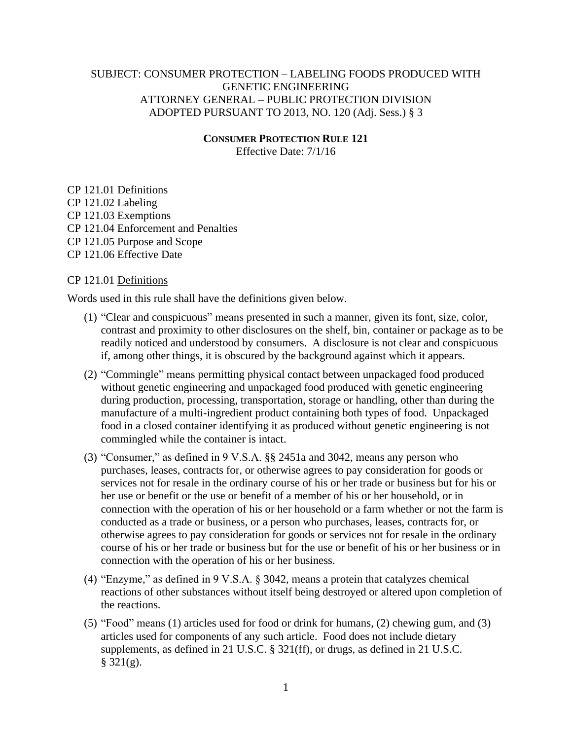SUBJECT: CONSUMER PROTECTION – LABELING FOODS PRODUCED WITH GENETIC ENGINEERING
ATTORNEY GENERAL – PUBLIC PROTECTION DIVISION
ADOPTED PURSUANT TO 2013, NO. 120 (Adj. Sess.) § 3

**CONSUMER PROTECTION RULE 121**
Effective Date: 7/1/16

CP 121.01 Definitions
CP 121.02 Labeling
CP 121.03 Exemptions
CP 121.04 Enforcement and Penalties
CP 121.05 Purpose and Scope
CP 121.06 Effective Date

CP 121.01 Definitions

Words used in this rule shall have the definitions given below.

(1) "Clear and conspicuous" means presented in such a manner, given its font, size, color, contrast and proximity to other disclosures on the shelf, bin, container or package as to be readily noticed and understood by consumers. A disclosure is not clear and conspicuous if, among other things, it is obscured by the background against which it appears.

(2) "Commingle" means permitting physical contact between unpackaged food produced without genetic engineering and unpackaged food produced with genetic engineering during production, processing, transportation, storage or handling, other than during the manufacture of a multi-ingredient product containing both types of food. Unpackaged food in a closed container identifying it as produced without genetic engineering is not commingled while the container is intact.

(3) "Consumer," as defined in 9 V.S.A. §§ 2451a and 3042, means any person who purchases, leases, contracts for, or otherwise agrees to pay consideration for goods or services not for resale in the ordinary course of his or her trade or business but for his or her use or benefit or the use or benefit of a member of his or her household, or in connection with the operation of his or her household or a farm whether or not the farm is conducted as a trade or business, or a person who purchases, leases, contracts for, or otherwise agrees to pay consideration for goods or services not for resale in the ordinary course of his or her trade or business but for the use or benefit of his or her business or in connection with the operation of his or her business.

(4) "Enzyme," as defined in 9 V.S.A. § 3042, means a protein that catalyzes chemical reactions of other substances without itself being destroyed or altered upon completion of the reactions.

(5) "Food" means (1) articles used for food or drink for humans, (2) chewing gum, and (3) articles used for components of any such article. Food does not include dietary supplements, as defined in 21 U.S.C. § 321(ff), or drugs, as defined in 21 U.S.C. § 321(g).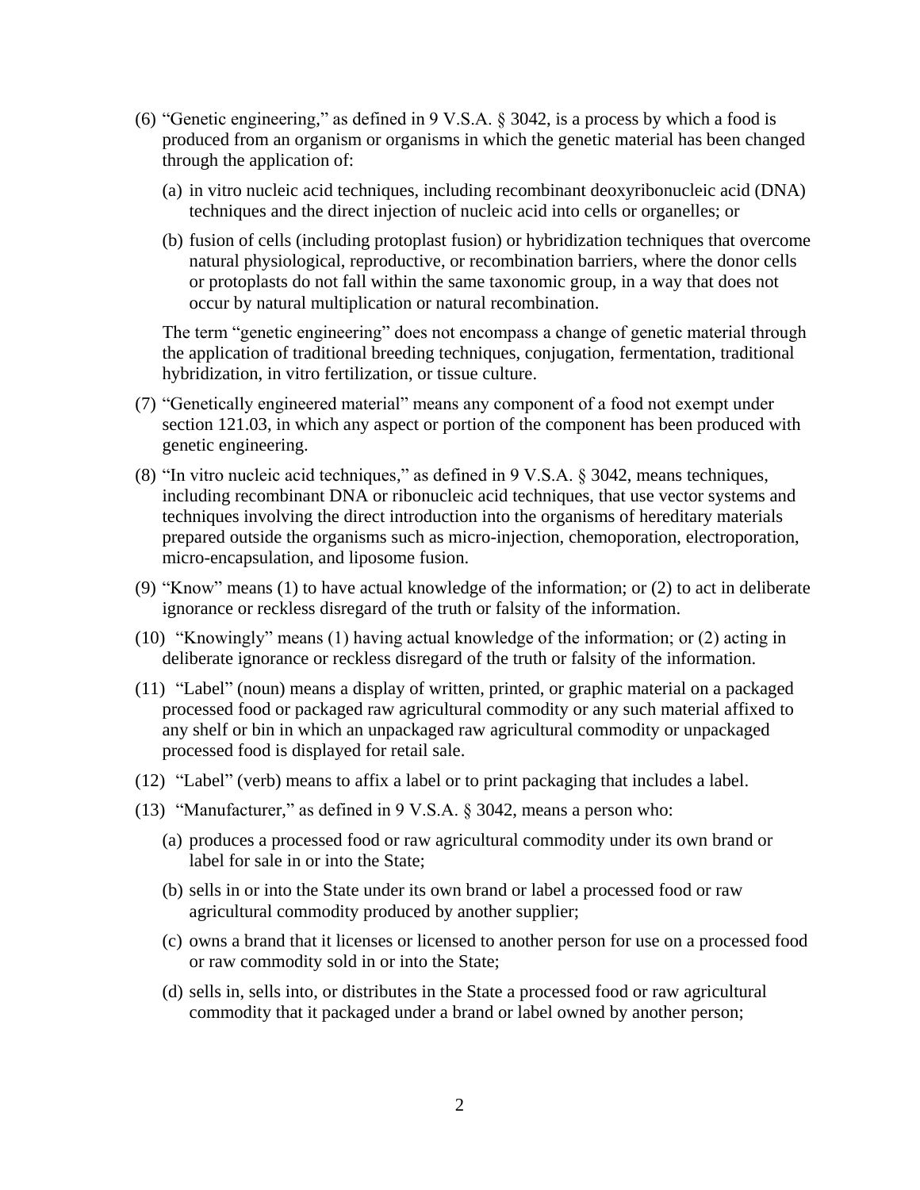(6) "Genetic engineering," as defined in 9 V.S.A. § 3042, is a process by which a food is produced from an organism or organisms in which the genetic material has been changed through the application of:

   (a) in vitro nucleic acid techniques, including recombinant deoxyribonucleic acid (DNA) techniques and the direct injection of nucleic acid into cells or organelles; or

   (b) fusion of cells (including protoplast fusion) or hybridization techniques that overcome natural physiological, reproductive, or recombination barriers, where the donor cells or protoplasts do not fall within the same taxonomic group, in a way that does not occur by natural multiplication or natural recombination.

   The term "genetic engineering" does not encompass a change of genetic material through the application of traditional breeding techniques, conjugation, fermentation, traditional hybridization, in vitro fertilization, or tissue culture.

(7) "Genetically engineered material" means any component of a food not exempt under section 121.03, in which any aspect or portion of the component has been produced with genetic engineering.

(8) "In vitro nucleic acid techniques," as defined in 9 V.S.A. § 3042, means techniques, including recombinant DNA or ribonucleic acid techniques, that use vector systems and techniques involving the direct introduction into the organisms of hereditary materials prepared outside the organisms such as micro-injection, chemoporation, electroporation, micro-encapsulation, and liposome fusion.

(9) "Know" means (1) to have actual knowledge of the information; or (2) to act in deliberate ignorance or reckless disregard of the truth or falsity of the information.

(10) "Knowingly" means (1) having actual knowledge of the information; or (2) acting in deliberate ignorance or reckless disregard of the truth or falsity of the information.

(11) "Label" (noun) means a display of written, printed, or graphic material on a packaged processed food or packaged raw agricultural commodity or any such material affixed to any shelf or bin in which an unpackaged raw agricultural commodity or unpackaged processed food is displayed for retail sale.

(12) "Label" (verb) means to affix a label or to print packaging that includes a label.

(13) "Manufacturer," as defined in 9 V.S.A. § 3042, means a person who:

   (a) produces a processed food or raw agricultural commodity under its own brand or label for sale in or into the State;

   (b) sells in or into the State under its own brand or label a processed food or raw agricultural commodity produced by another supplier;

   (c) owns a brand that it licenses or licensed to another person for use on a processed food or raw commodity sold in or into the State;

   (d) sells in, sells into, or distributes in the State a processed food or raw agricultural commodity that it packaged under a brand or label owned by another person;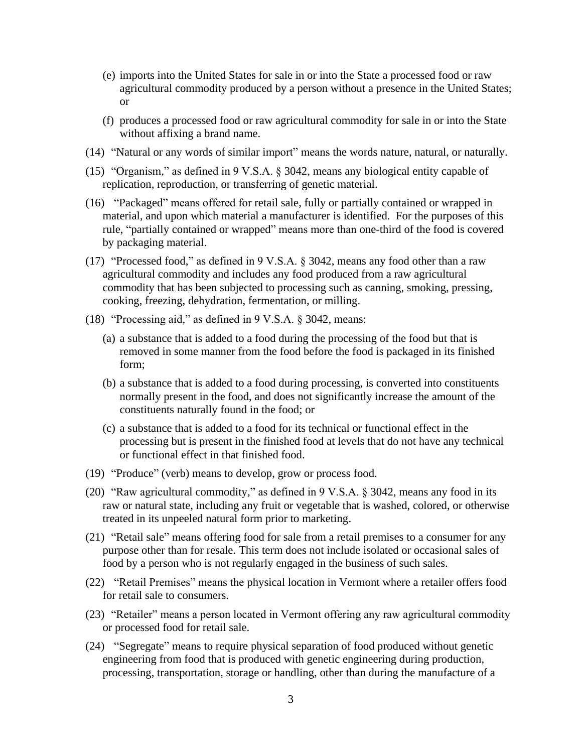(e) imports into the United States for sale in or into the State a processed food or raw agricultural commodity produced by a person without a presence in the United States; or

(f) produces a processed food or raw agricultural commodity for sale in or into the State without affixing a brand name.

(14) "Natural or any words of similar import" means the words nature, natural, or naturally.

(15) "Organism," as defined in 9 V.S.A. § 3042, means any biological entity capable of replication, reproduction, or transferring of genetic material.

(16) "Packaged" means offered for retail sale, fully or partially contained or wrapped in material, and upon which material a manufacturer is identified. For the purposes of this rule, "partially contained or wrapped" means more than one-third of the food is covered by packaging material.

(17) "Processed food," as defined in 9 V.S.A. § 3042, means any food other than a raw agricultural commodity and includes any food produced from a raw agricultural commodity that has been subjected to processing such as canning, smoking, pressing, cooking, freezing, dehydration, fermentation, or milling.

(18) "Processing aid," as defined in 9 V.S.A. § 3042, means:

(a) a substance that is added to a food during the processing of the food but that is removed in some manner from the food before the food is packaged in its finished form;

(b) a substance that is added to a food during processing, is converted into constituents normally present in the food, and does not significantly increase the amount of the constituents naturally found in the food; or

(c) a substance that is added to a food for its technical or functional effect in the processing but is present in the finished food at levels that do not have any technical or functional effect in that finished food.

(19) "Produce" (verb) means to develop, grow or process food.

(20) "Raw agricultural commodity," as defined in 9 V.S.A. § 3042, means any food in its raw or natural state, including any fruit or vegetable that is washed, colored, or otherwise treated in its unpeeled natural form prior to marketing.

(21) "Retail sale" means offering food for sale from a retail premises to a consumer for any purpose other than for resale. This term does not include isolated or occasional sales of food by a person who is not regularly engaged in the business of such sales.

(22) "Retail Premises" means the physical location in Vermont where a retailer offers food for retail sale to consumers.

(23) "Retailer" means a person located in Vermont offering any raw agricultural commodity or processed food for retail sale.

(24) "Segregate" means to require physical separation of food produced without genetic engineering from food that is produced with genetic engineering during production, processing, transportation, storage or handling, other than during the manufacture of a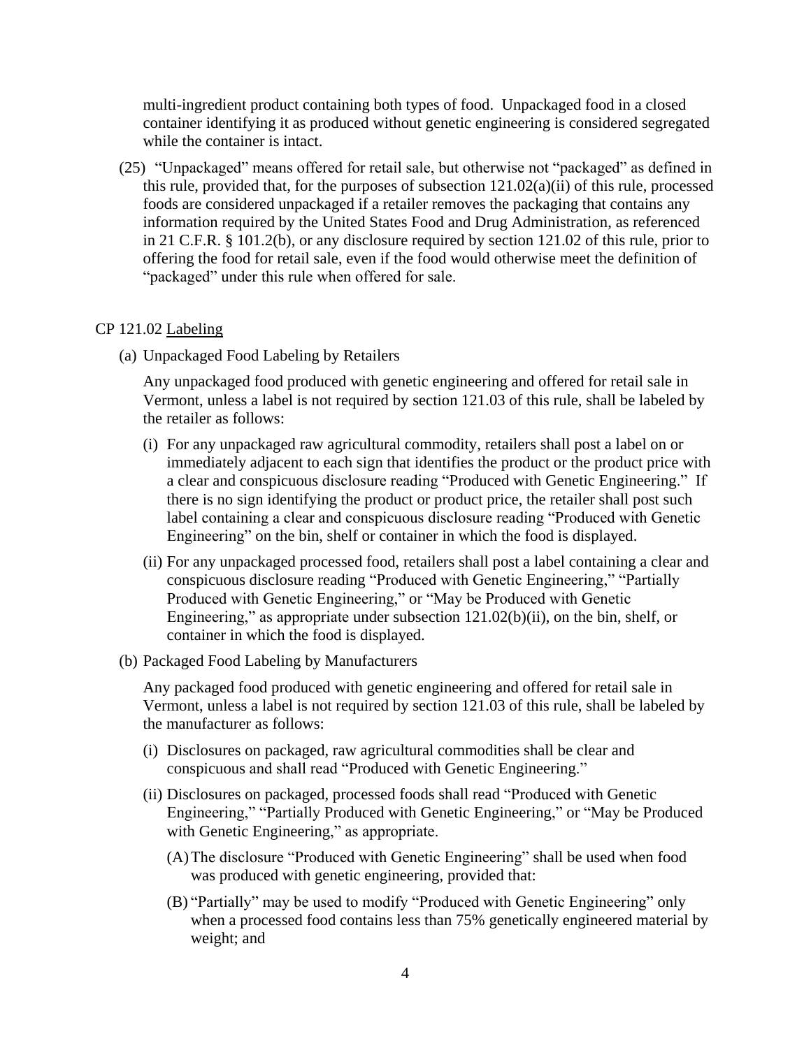multi-ingredient product containing both types of food. Unpackaged food in a closed container identifying it as produced without genetic engineering is considered segregated while the container is intact.

(25) "Unpackaged" means offered for retail sale, but otherwise not "packaged" as defined in this rule, provided that, for the purposes of subsection 121.02(a)(ii) of this rule, processed foods are considered unpackaged if a retailer removes the packaging that contains any information required by the United States Food and Drug Administration, as referenced in 21 C.F.R. § 101.2(b), or any disclosure required by section 121.02 of this rule, prior to offering the food for retail sale, even if the food would otherwise meet the definition of "packaged" under this rule when offered for sale.

CP 121.02 Labeling

(a) Unpackaged Food Labeling by Retailers

Any unpackaged food produced with genetic engineering and offered for retail sale in Vermont, unless a label is not required by section 121.03 of this rule, shall be labeled by the retailer as follows:

(i) For any unpackaged raw agricultural commodity, retailers shall post a label on or immediately adjacent to each sign that identifies the product or the product price with a clear and conspicuous disclosure reading "Produced with Genetic Engineering." If there is no sign identifying the product or product price, the retailer shall post such label containing a clear and conspicuous disclosure reading "Produced with Genetic Engineering" on the bin, shelf or container in which the food is displayed.

(ii) For any unpackaged processed food, retailers shall post a label containing a clear and conspicuous disclosure reading "Produced with Genetic Engineering," "Partially Produced with Genetic Engineering," or "May be Produced with Genetic Engineering," as appropriate under subsection 121.02(b)(ii), on the bin, shelf, or container in which the food is displayed.

(b) Packaged Food Labeling by Manufacturers

Any packaged food produced with genetic engineering and offered for retail sale in Vermont, unless a label is not required by section 121.03 of this rule, shall be labeled by the manufacturer as follows:

(i) Disclosures on packaged, raw agricultural commodities shall be clear and conspicuous and shall read "Produced with Genetic Engineering."

(ii) Disclosures on packaged, processed foods shall read "Produced with Genetic Engineering," "Partially Produced with Genetic Engineering," or "May be Produced with Genetic Engineering," as appropriate.

(A) The disclosure "Produced with Genetic Engineering" shall be used when food was produced with genetic engineering, provided that:

(B) "Partially" may be used to modify "Produced with Genetic Engineering" only when a processed food contains less than 75% genetically engineered material by weight; and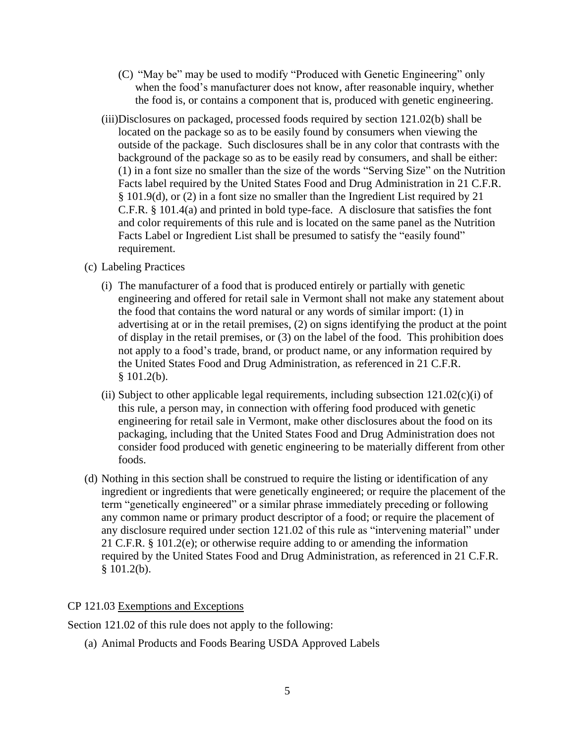(C) "May be" may be used to modify "Produced with Genetic Engineering" only when the food's manufacturer does not know, after reasonable inquiry, whether the food is, or contains a component that is, produced with genetic engineering.

(iii) Disclosures on packaged, processed foods required by section 121.02(b) shall be located on the package so as to be easily found by consumers when viewing the outside of the package. Such disclosures shall be in any color that contrasts with the background of the package so as to be easily read by consumers, and shall be either: (1) in a font size no smaller than the size of the words "Serving Size" on the Nutrition Facts label required by the United States Food and Drug Administration in 21 C.F.R. § 101.9(d), or (2) in a font size no smaller than the Ingredient List required by 21 C.F.R. § 101.4(a) and printed in bold type-face. A disclosure that satisfies the font and color requirements of this rule and is located on the same panel as the Nutrition Facts Label or Ingredient List shall be presumed to satisfy the "easily found" requirement.

(c) Labeling Practices

(i) The manufacturer of a food that is produced entirely or partially with genetic engineering and offered for retail sale in Vermont shall not make any statement about the food that contains the word natural or any words of similar import: (1) in advertising at or in the retail premises, (2) on signs identifying the product at the point of display in the retail premises, or (3) on the label of the food. This prohibition does not apply to a food's trade, brand, or product name, or any information required by the United States Food and Drug Administration, as referenced in 21 C.F.R. § 101.2(b).

(ii) Subject to other applicable legal requirements, including subsection 121.02(c)(i) of this rule, a person may, in connection with offering food produced with genetic engineering for retail sale in Vermont, make other disclosures about the food on its packaging, including that the United States Food and Drug Administration does not consider food produced with genetic engineering to be materially different from other foods.

(d) Nothing in this section shall be construed to require the listing or identification of any ingredient or ingredients that were genetically engineered; or require the placement of the term "genetically engineered" or a similar phrase immediately preceding or following any common name or primary product descriptor of a food; or require the placement of any disclosure required under section 121.02 of this rule as "intervening material" under 21 C.F.R. § 101.2(e); or otherwise require adding to or amending the information required by the United States Food and Drug Administration, as referenced in 21 C.F.R. § 101.2(b).

CP 121.03 Exemptions and Exceptions

Section 121.02 of this rule does not apply to the following:

(a) Animal Products and Foods Bearing USDA Approved Labels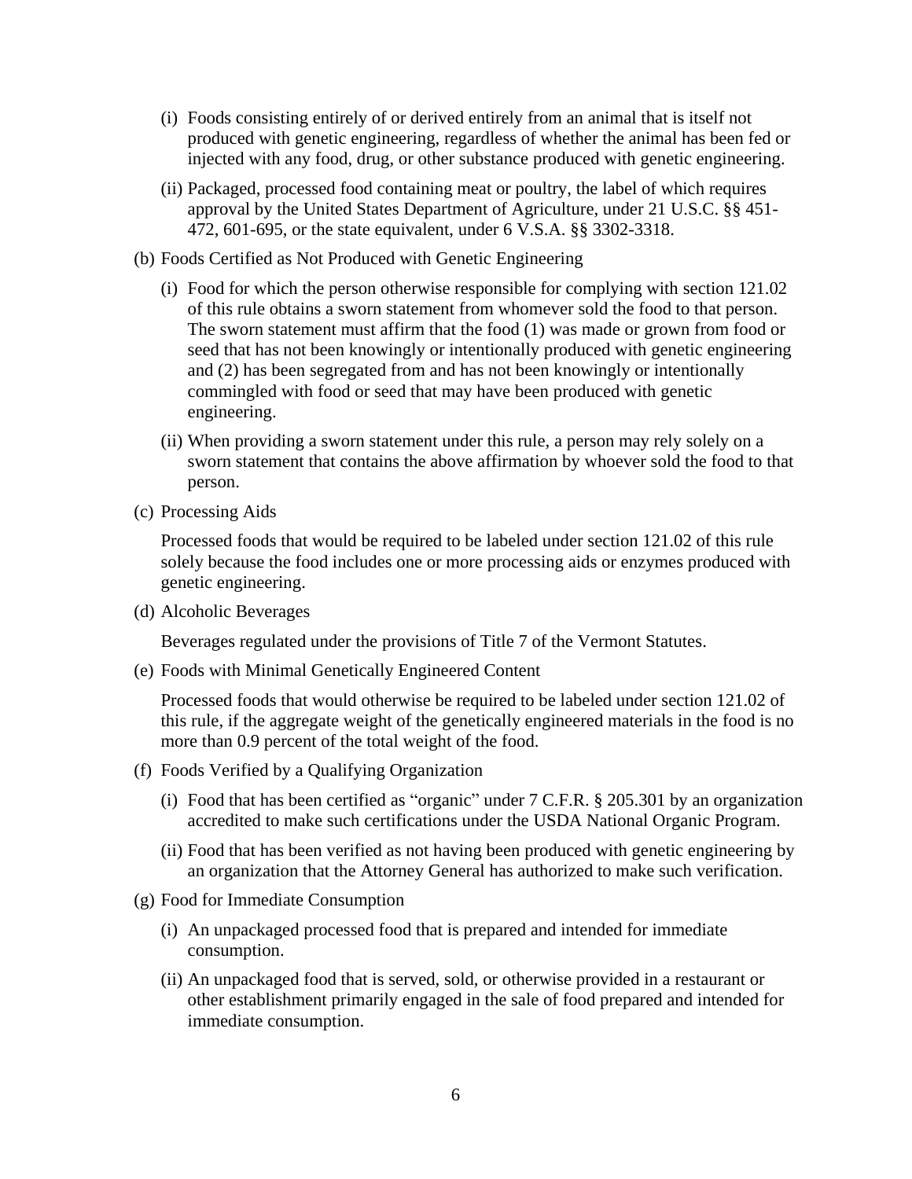(i) Foods consisting entirely of or derived entirely from an animal that is itself not produced with genetic engineering, regardless of whether the animal has been fed or injected with any food, drug, or other substance produced with genetic engineering.

(ii) Packaged, processed food containing meat or poultry, the label of which requires approval by the United States Department of Agriculture, under 21 U.S.C. §§ 451-472, 601-695, or the state equivalent, under 6 V.S.A. §§ 3302-3318.

(b) Foods Certified as Not Produced with Genetic Engineering

(i) Food for which the person otherwise responsible for complying with section 121.02 of this rule obtains a sworn statement from whomever sold the food to that person. The sworn statement must affirm that the food (1) was made or grown from food or seed that has not been knowingly or intentionally produced with genetic engineering and (2) has been segregated from and has not been knowingly or intentionally commingled with food or seed that may have been produced with genetic engineering.

(ii) When providing a sworn statement under this rule, a person may rely solely on a sworn statement that contains the above affirmation by whoever sold the food to that person.

(c) Processing Aids

Processed foods that would be required to be labeled under section 121.02 of this rule solely because the food includes one or more processing aids or enzymes produced with genetic engineering.

(d) Alcoholic Beverages

Beverages regulated under the provisions of Title 7 of the Vermont Statutes.

(e) Foods with Minimal Genetically Engineered Content

Processed foods that would otherwise be required to be labeled under section 121.02 of this rule, if the aggregate weight of the genetically engineered materials in the food is no more than 0.9 percent of the total weight of the food.

(f) Foods Verified by a Qualifying Organization

(i) Food that has been certified as "organic" under 7 C.F.R. § 205.301 by an organization accredited to make such certifications under the USDA National Organic Program.

(ii) Food that has been verified as not having been produced with genetic engineering by an organization that the Attorney General has authorized to make such verification.

(g) Food for Immediate Consumption

(i) An unpackaged processed food that is prepared and intended for immediate consumption.

(ii) An unpackaged food that is served, sold, or otherwise provided in a restaurant or other establishment primarily engaged in the sale of food prepared and intended for immediate consumption.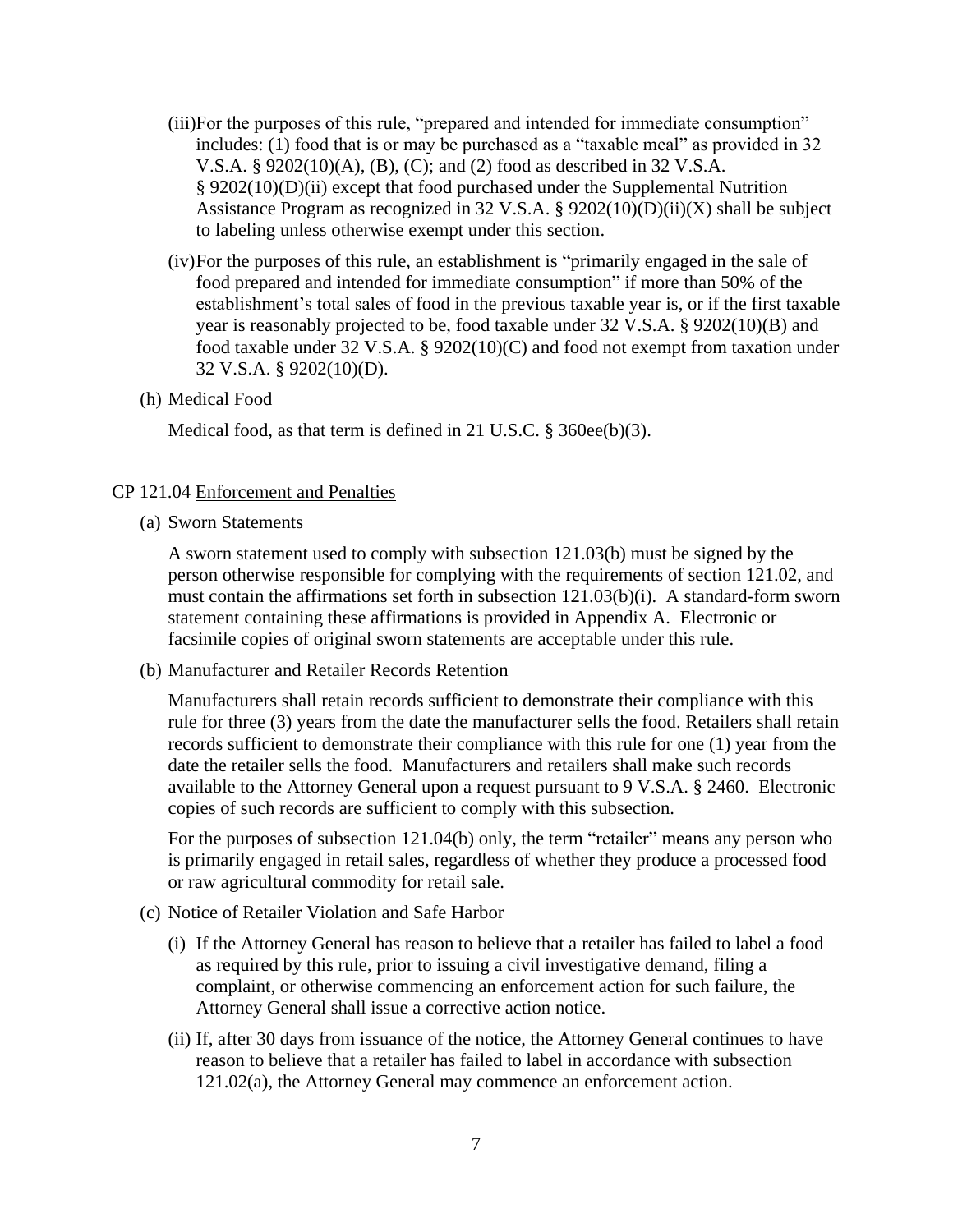(iii) For the purposes of this rule, "prepared and intended for immediate consumption" includes: (1) food that is or may be purchased as a "taxable meal" as provided in 32 V.S.A. § 9202(10)(A), (B), (C); and (2) food as described in 32 V.S.A. § 9202(10)(D)(ii) except that food purchased under the Supplemental Nutrition Assistance Program as recognized in 32 V.S.A. § 9202(10)(D)(ii)(X) shall be subject to labeling unless otherwise exempt under this section.

(iv) For the purposes of this rule, an establishment is "primarily engaged in the sale of food prepared and intended for immediate consumption" if more than 50% of the establishment's total sales of food in the previous taxable year is, or if the first taxable year is reasonably projected to be, food taxable under 32 V.S.A. § 9202(10)(B) and food taxable under 32 V.S.A. § 9202(10)(C) and food not exempt from taxation under 32 V.S.A. § 9202(10)(D).

(h) Medical Food

Medical food, as that term is defined in 21 U.S.C. § 360ee(b)(3).

CP 121.04 Enforcement and Penalties

(a) Sworn Statements

A sworn statement used to comply with subsection 121.03(b) must be signed by the person otherwise responsible for complying with the requirements of section 121.02, and must contain the affirmations set forth in subsection 121.03(b)(i). A standard-form sworn statement containing these affirmations is provided in Appendix A. Electronic or facsimile copies of original sworn statements are acceptable under this rule.

(b) Manufacturer and Retailer Records Retention

Manufacturers shall retain records sufficient to demonstrate their compliance with this rule for three (3) years from the date the manufacturer sells the food. Retailers shall retain records sufficient to demonstrate their compliance with this rule for one (1) year from the date the retailer sells the food. Manufacturers and retailers shall make such records available to the Attorney General upon a request pursuant to 9 V.S.A. § 2460. Electronic copies of such records are sufficient to comply with this subsection.

For the purposes of subsection 121.04(b) only, the term "retailer" means any person who is primarily engaged in retail sales, regardless of whether they produce a processed food or raw agricultural commodity for retail sale.

(c) Notice of Retailer Violation and Safe Harbor

(i) If the Attorney General has reason to believe that a retailer has failed to label a food as required by this rule, prior to issuing a civil investigative demand, filing a complaint, or otherwise commencing an enforcement action for such failure, the Attorney General shall issue a corrective action notice.

(ii) If, after 30 days from issuance of the notice, the Attorney General continues to have reason to believe that a retailer has failed to label in accordance with subsection 121.02(a), the Attorney General may commence an enforcement action.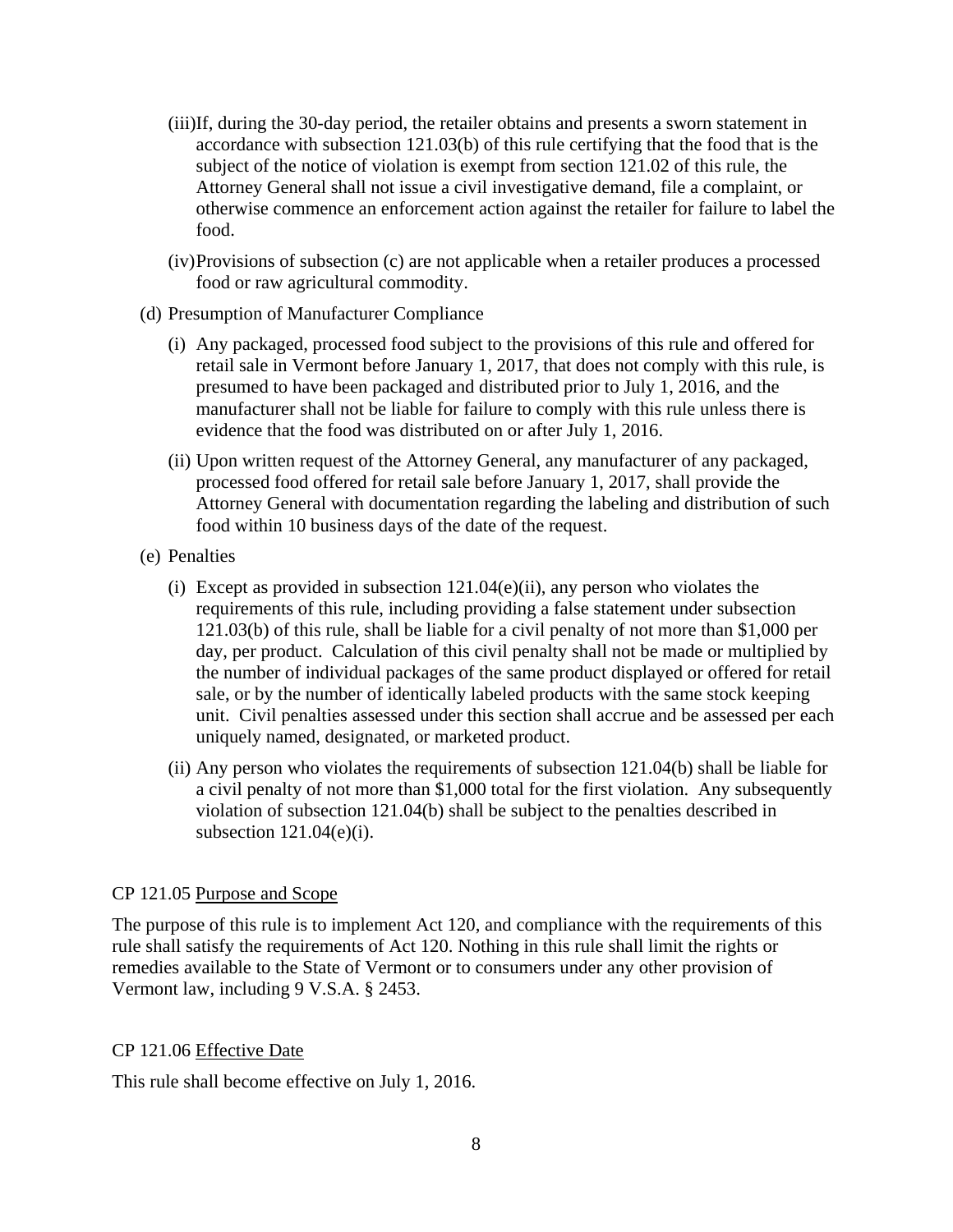(iii) If, during the 30-day period, the retailer obtains and presents a sworn statement in accordance with subsection 121.03(b) of this rule certifying that the food that is the subject of the notice of violation is exempt from section 121.02 of this rule, the Attorney General shall not issue a civil investigative demand, file a complaint, or otherwise commence an enforcement action against the retailer for failure to label the food.

(iv) Provisions of subsection (c) are not applicable when a retailer produces a processed food or raw agricultural commodity.

(d) Presumption of Manufacturer Compliance

(i) Any packaged, processed food subject to the provisions of this rule and offered for retail sale in Vermont before January 1, 2017, that does not comply with this rule, is presumed to have been packaged and distributed prior to July 1, 2016, and the manufacturer shall not be liable for failure to comply with this rule unless there is evidence that the food was distributed on or after July 1, 2016.

(ii) Upon written request of the Attorney General, any manufacturer of any packaged, processed food offered for retail sale before January 1, 2017, shall provide the Attorney General with documentation regarding the labeling and distribution of such food within 10 business days of the date of the request.

(e) Penalties

(i) Except as provided in subsection 121.04(e)(ii), any person who violates the requirements of this rule, including providing a false statement under subsection 121.03(b) of this rule, shall be liable for a civil penalty of not more than $1,000 per day, per product. Calculation of this civil penalty shall not be made or multiplied by the number of individual packages of the same product displayed or offered for retail sale, or by the number of identically labeled products with the same stock keeping unit. Civil penalties assessed under this section shall accrue and be assessed per each uniquely named, designated, or marketed product.

(ii) Any person who violates the requirements of subsection 121.04(b) shall be liable for a civil penalty of not more than $1,000 total for the first violation. Any subsequently violation of subsection 121.04(b) shall be subject to the penalties described in subsection 121.04(e)(i).

CP 121.05 Purpose and Scope

The purpose of this rule is to implement Act 120, and compliance with the requirements of this rule shall satisfy the requirements of Act 120. Nothing in this rule shall limit the rights or remedies available to the State of Vermont or to consumers under any other provision of Vermont law, including 9 V.S.A. § 2453.

CP 121.06 Effective Date

This rule shall become effective on July 1, 2016.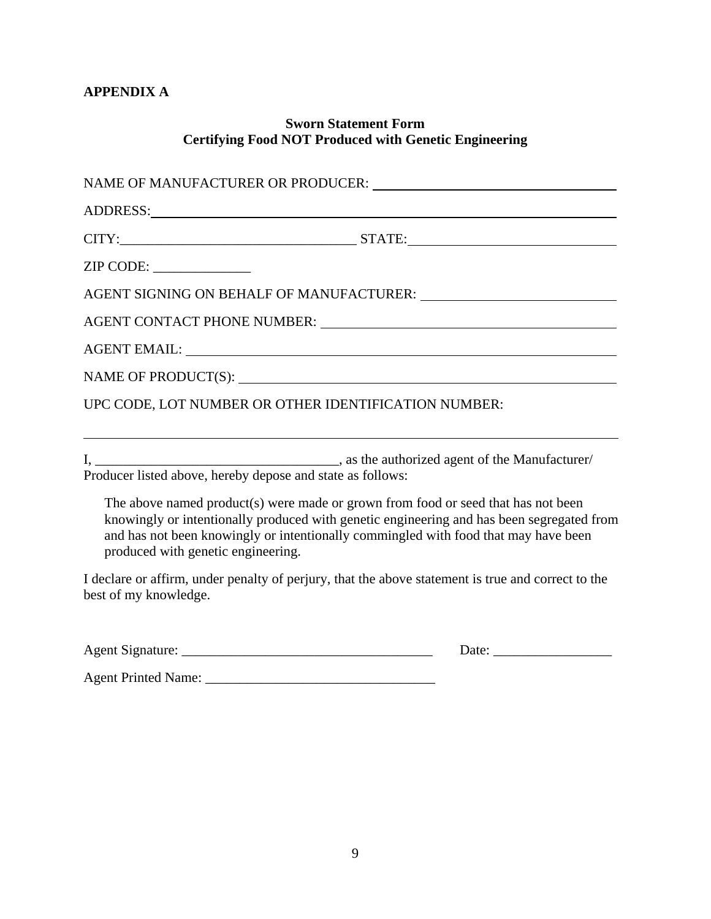**APPENDIX A**

**Sworn Statement Form**
**Certifying Food NOT Produced with Genetic Engineering**

NAME OF MANUFACTURER OR PRODUCER: ___________________________________

ADDRESS: ___________________________________________________________

CITY: _________________________________ STATE: ____________________________

ZIP CODE: ______________

AGENT SIGNING ON BEHALF OF MANUFACTURER: ___________________________

AGENT CONTACT PHONE NUMBER: __________________________________________

AGENT EMAIL: _____________________________________________________________

NAME OF PRODUCT(S): _______________________________________________________

UPC CODE, LOT NUMBER OR OTHER IDENTIFICATION NUMBER:

_____________________________________________________________________________

I, ___________________________________, as the authorized agent of the Manufacturer/Producer listed above, hereby depose and state as follows:

> The above named product(s) were made or grown from food or seed that has not been knowingly or intentionally produced with genetic engineering and has been segregated from and has not been knowingly or intentionally commingled with food that may have been produced with genetic engineering.

I declare or affirm, under penalty of perjury, that the above statement is true and correct to the best of my knowledge.

Agent Signature: ____________________________________ Date: _________________

Agent Printed Name: _________________________________